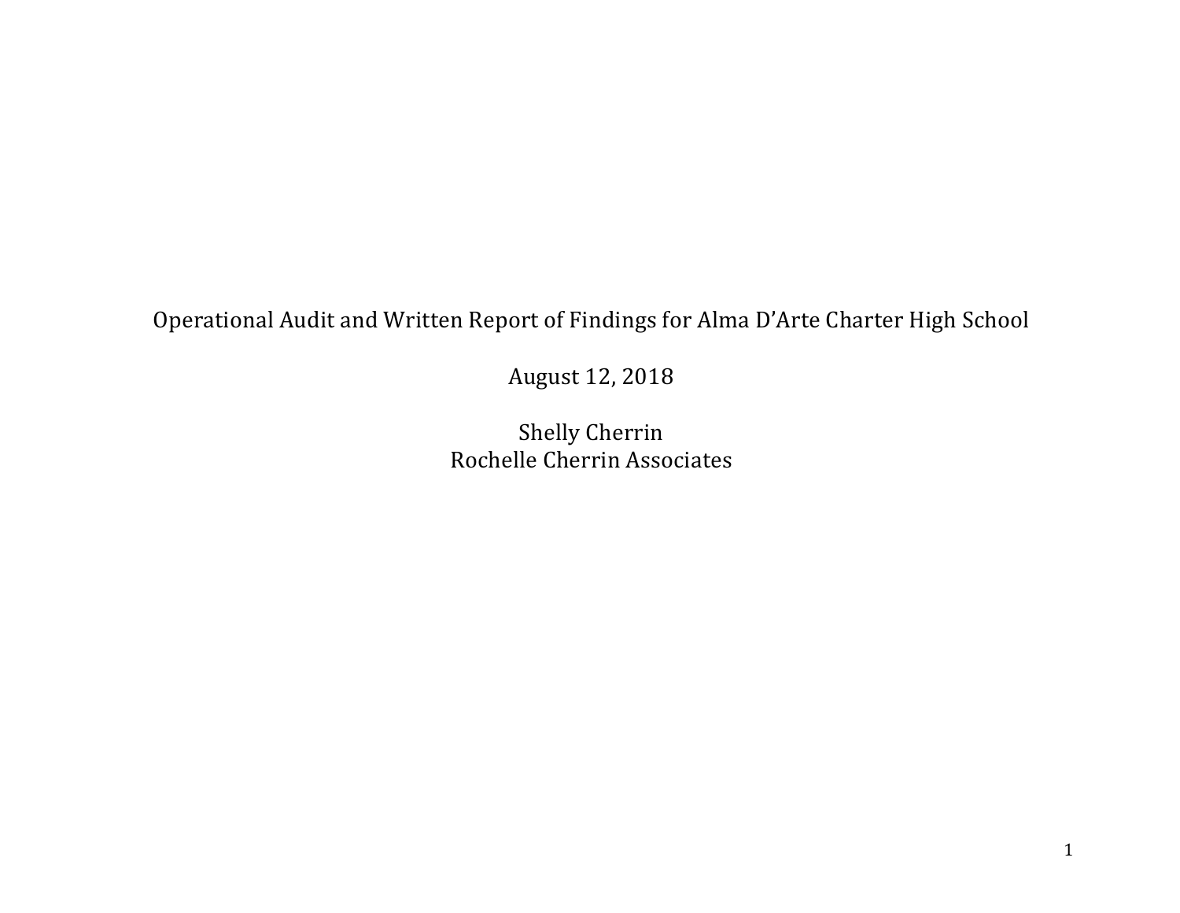# Operational Audit and Written Report of Findings for Alma D'Arte Charter High School

August 12, 2018

Shelly Cherrin
Rochelle Cherrin Associates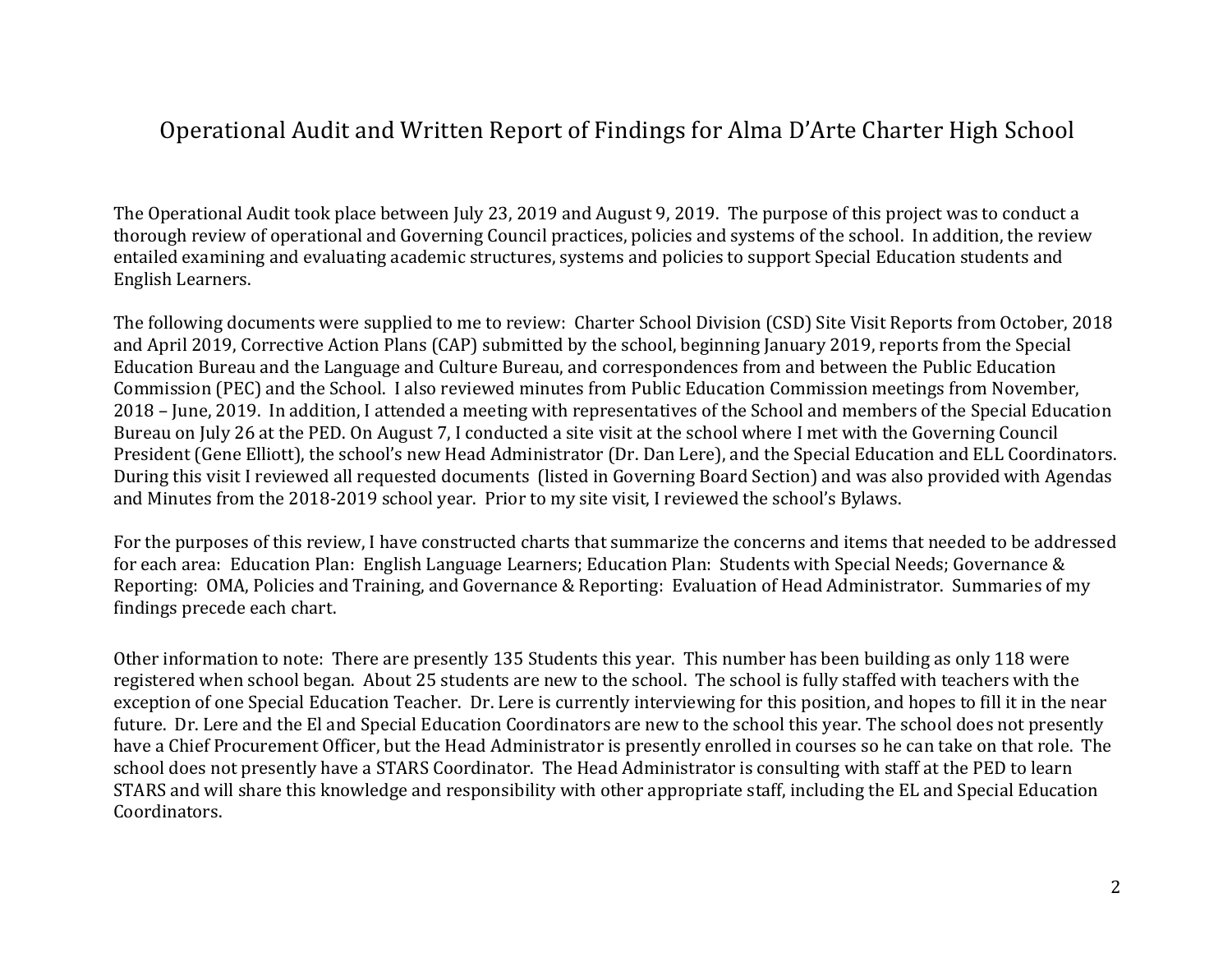# Operational Audit and Written Report of Findings for Alma D'Arte Charter High School

The Operational Audit took place between July 23, 2019 and August 9, 2019. The purpose of this project was to conduct a thorough review of operational and Governing Council practices, policies and systems of the school. In addition, the review entailed examining and evaluating academic structures, systems and policies to support Special Education students and English Learners.

The following documents were supplied to me to review: Charter School Division (CSD) Site Visit Reports from October, 2018 and April 2019, Corrective Action Plans (CAP) submitted by the school, beginning January 2019, reports from the Special Education Bureau and the Language and Culture Bureau, and correspondences from and between the Public Education Commission (PEC) and the School. I also reviewed minutes from Public Education Commission meetings from November, 2018 – June, 2019. In addition, I attended a meeting with representatives of the School and members of the Special Education Bureau on July 26 at the PED. On August 7, I conducted a site visit at the school where I met with the Governing Council President (Gene Elliott), the school's new Head Administrator (Dr. Dan Lere), and the Special Education and ELL Coordinators. During this visit I reviewed all requested documents (listed in Governing Board Section) and was also provided with Agendas and Minutes from the 2018-2019 school year. Prior to my site visit, I reviewed the school's Bylaws.

For the purposes of this review, I have constructed charts that summarize the concerns and items that needed to be addressed for each area: Education Plan: English Language Learners; Education Plan: Students with Special Needs; Governance & Reporting: OMA, Policies and Training, and Governance & Reporting: Evaluation of Head Administrator. Summaries of my findings precede each chart.

Other information to note: There are presently 135 Students this year. This number has been building as only 118 were registered when school began. About 25 students are new to the school. The school is fully staffed with teachers with the exception of one Special Education Teacher. Dr. Lere is currently interviewing for this position, and hopes to fill it in the near future. Dr. Lere and the El and Special Education Coordinators are new to the school this year. The school does not presently have a Chief Procurement Officer, but the Head Administrator is presently enrolled in courses so he can take on that role. The school does not presently have a STARS Coordinator. The Head Administrator is consulting with staff at the PED to learn STARS and will share this knowledge and responsibility with other appropriate staff, including the EL and Special Education Coordinators.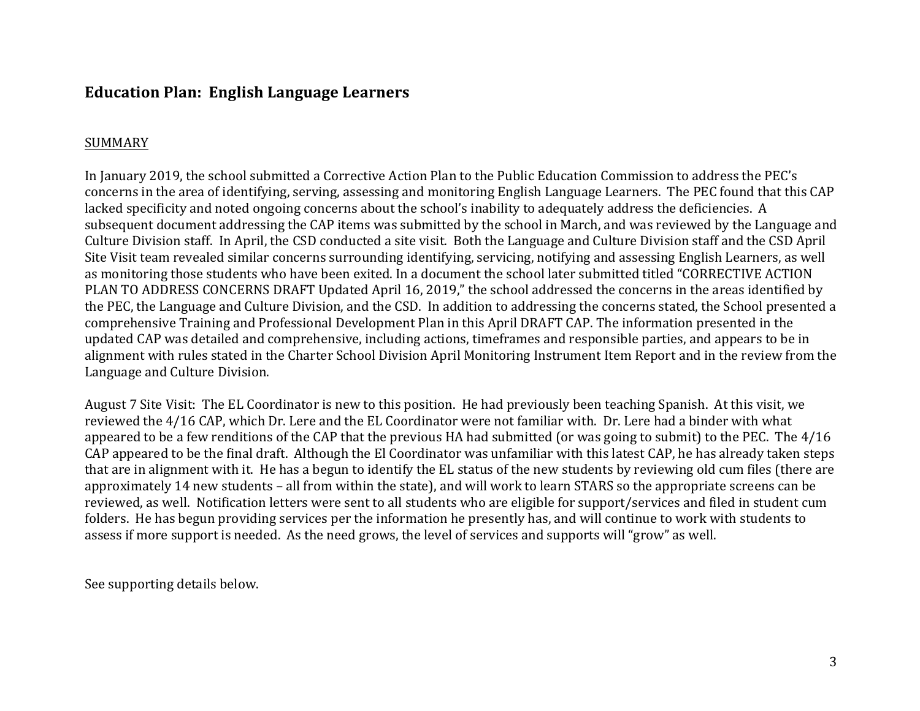## Education Plan: English Language Learners

<u>SUMMARY</u>

In January 2019, the school submitted a Corrective Action Plan to the Public Education Commission to address the PEC's concerns in the area of identifying, serving, assessing and monitoring English Language Learners. The PEC found that this CAP lacked specificity and noted ongoing concerns about the school's inability to adequately address the deficiencies. A subsequent document addressing the CAP items was submitted by the school in March, and was reviewed by the Language and Culture Division staff. In April, the CSD conducted a site visit. Both the Language and Culture Division staff and the CSD April Site Visit team revealed similar concerns surrounding identifying, servicing, notifying and assessing English Learners, as well as monitoring those students who have been exited. In a document the school later submitted titled "CORRECTIVE ACTION PLAN TO ADDRESS CONCERNS DRAFT Updated April 16, 2019," the school addressed the concerns in the areas identified by the PEC, the Language and Culture Division, and the CSD. In addition to addressing the concerns stated, the School presented a comprehensive Training and Professional Development Plan in this April DRAFT CAP. The information presented in the updated CAP was detailed and comprehensive, including actions, timeframes and responsible parties, and appears to be in alignment with rules stated in the Charter School Division April Monitoring Instrument Item Report and in the review from the Language and Culture Division.

August 7 Site Visit: The EL Coordinator is new to this position. He had previously been teaching Spanish. At this visit, we reviewed the 4/16 CAP, which Dr. Lere and the EL Coordinator were not familiar with. Dr. Lere had a binder with what appeared to be a few renditions of the CAP that the previous HA had submitted (or was going to submit) to the PEC. The 4/16 CAP appeared to be the final draft. Although the El Coordinator was unfamiliar with this latest CAP, he has already taken steps that are in alignment with it. He has a begun to identify the EL status of the new students by reviewing old cum files (there are approximately 14 new students – all from within the state), and will work to learn STARS so the appropriate screens can be reviewed, as well. Notification letters were sent to all students who are eligible for support/services and filed in student cum folders. He has begun providing services per the information he presently has, and will continue to work with students to assess if more support is needed. As the need grows, the level of services and supports will "grow" as well.

See supporting details below.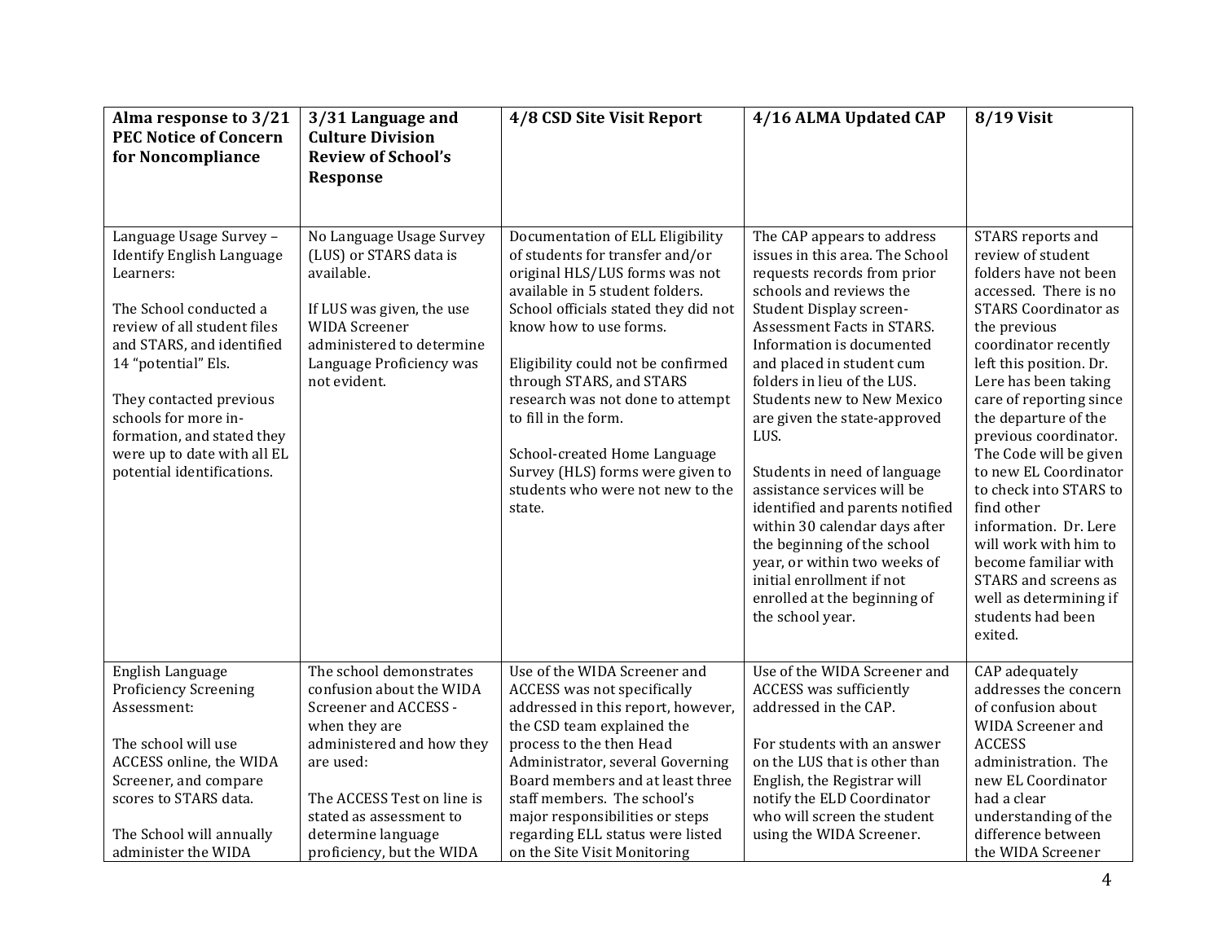| Alma response to 3/21 PEC Notice of Concern for Noncompliance | 3/31 Language and Culture Division Review of School's Response | 4/8 CSD Site Visit Report | 4/16 ALMA Updated CAP | 8/19 Visit |
|---|---|---|---|---|
| Language Usage Survey – Identify English Language Learners:<br><br>The School conducted a review of all student files and STARS, and identified 14 "potential" Els.<br><br>They contacted previous schools for more in-formation, and stated they were up to date with all EL potential identifications. | No Language Usage Survey (LUS) or STARS data is available.<br><br>If LUS was given, the use WIDA Screener administered to determine Language Proficiency was not evident. | Documentation of ELL Eligibility of students for transfer and/or original HLS/LUS forms was not available in 5 student folders. School officials stated they did not know how to use forms.<br><br>Eligibility could not be confirmed through STARS, and STARS research was not done to attempt to fill in the form.<br><br>School-created Home Language Survey (HLS) forms were given to students who were not new to the state. | The CAP appears to address issues in this area. The School requests records from prior schools and reviews the Student Display screen-Assessment Facts in STARS. Information is documented and placed in student cum folders in lieu of the LUS. Students new to New Mexico are given the state-approved LUS.<br><br>Students in need of language assistance services will be identified and parents notified within 30 calendar days after the beginning of the school year, or within two weeks of initial enrollment if not enrolled at the beginning of the school year. | STARS reports and review of student folders have not been accessed. There is no STARS Coordinator as the previous coordinator recently left this position. Dr. Lere has been taking care of reporting since the departure of the previous coordinator. The Code will be given to new EL Coordinator to check into STARS to find other information. Dr. Lere will work with him to become familiar with STARS and screens as well as determining if students had been exited. |
| English Language Proficiency Screening Assessment:<br><br>The school will use ACCESS online, the WIDA Screener, and compare scores to STARS data.<br><br>The School will annually administer the WIDA | The school demonstrates confusion about the WIDA Screener and ACCESS - when they are administered and how they are used:<br><br>The ACCESS Test on line is stated as assessment to determine language proficiency, but the WIDA | Use of the WIDA Screener and ACCESS was not specifically addressed in this report, however, the CSD team explained the process to the then Head Administrator, several Governing Board members and at least three staff members. The school's major responsibilities or steps regarding ELL status were listed on the Site Visit Monitoring | Use of the WIDA Screener and ACCESS was sufficiently addressed in the CAP.<br><br>For students with an answer on the LUS that is other than English, the Registrar will notify the ELD Coordinator who will screen the student using the WIDA Screener. | CAP adequately addresses the concern of confusion about WIDA Screener and ACCESS administration. The new EL Coordinator had a clear understanding of the difference between the WIDA Screener |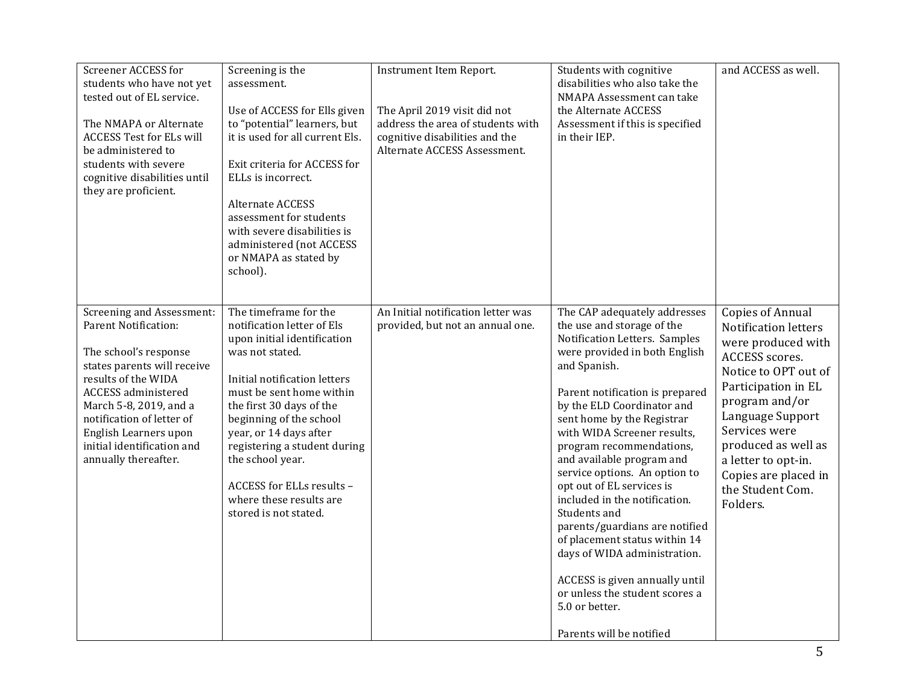| | | | | |
|---|---|---|---|---|
| Screener ACCESS for students who have not yet tested out of EL service.<br><br>The NMAPA or Alternate ACCESS Test for ELs will be administered to students with severe cognitive disabilities until they are proficient. | Screening is the assessment.<br><br>Use of ACCESS for Ells given to "potential" learners, but it is used for all current Els.<br><br>Exit criteria for ACCESS for ELLs is incorrect.<br><br>Alternate ACCESS assessment for students with severe disabilities is administered (not ACCESS or NMAPA as stated by school). | Instrument Item Report.<br><br>The April 2019 visit did not address the area of students with cognitive disabilities and the Alternate ACCESS Assessment. | Students with cognitive disabilities who also take the NMAPA Assessment can take the Alternate ACCESS Assessment if this is specified in their IEP. | and ACCESS as well. |
| Screening and Assessment: Parent Notification:<br><br>The school's response states parents will receive results of the WIDA ACCESS administered March 5-8, 2019, and a notification of letter of English Learners upon initial identification and annually thereafter. | The timeframe for the notification letter of Els upon initial identification was not stated.<br><br>Initial notification letters must be sent home within the first 30 days of the beginning of the school year, or 14 days after registering a student during the school year.<br><br>ACCESS for ELLs results – where these results are stored is not stated. | An Initial notification letter was provided, but not an annual one. | The CAP adequately addresses the use and storage of the Notification Letters. Samples were provided in both English and Spanish.<br><br>Parent notification is prepared by the ELD Coordinator and sent home by the Registrar with WIDA Screener results, program recommendations, and available program and service options. An option to opt out of EL services is included in the notification. Students and parents/guardians are notified of placement status within 14 days of WIDA administration.<br><br>ACCESS is given annually until or unless the student scores a 5.0 or better.<br><br>Parents will be notified | Copies of Annual Notification letters were produced with ACCESS scores. Notice to OPT out of Participation in EL program and/or Language Support Services were produced as well as a letter to opt-in. Copies are placed in the Student Com. Folders. |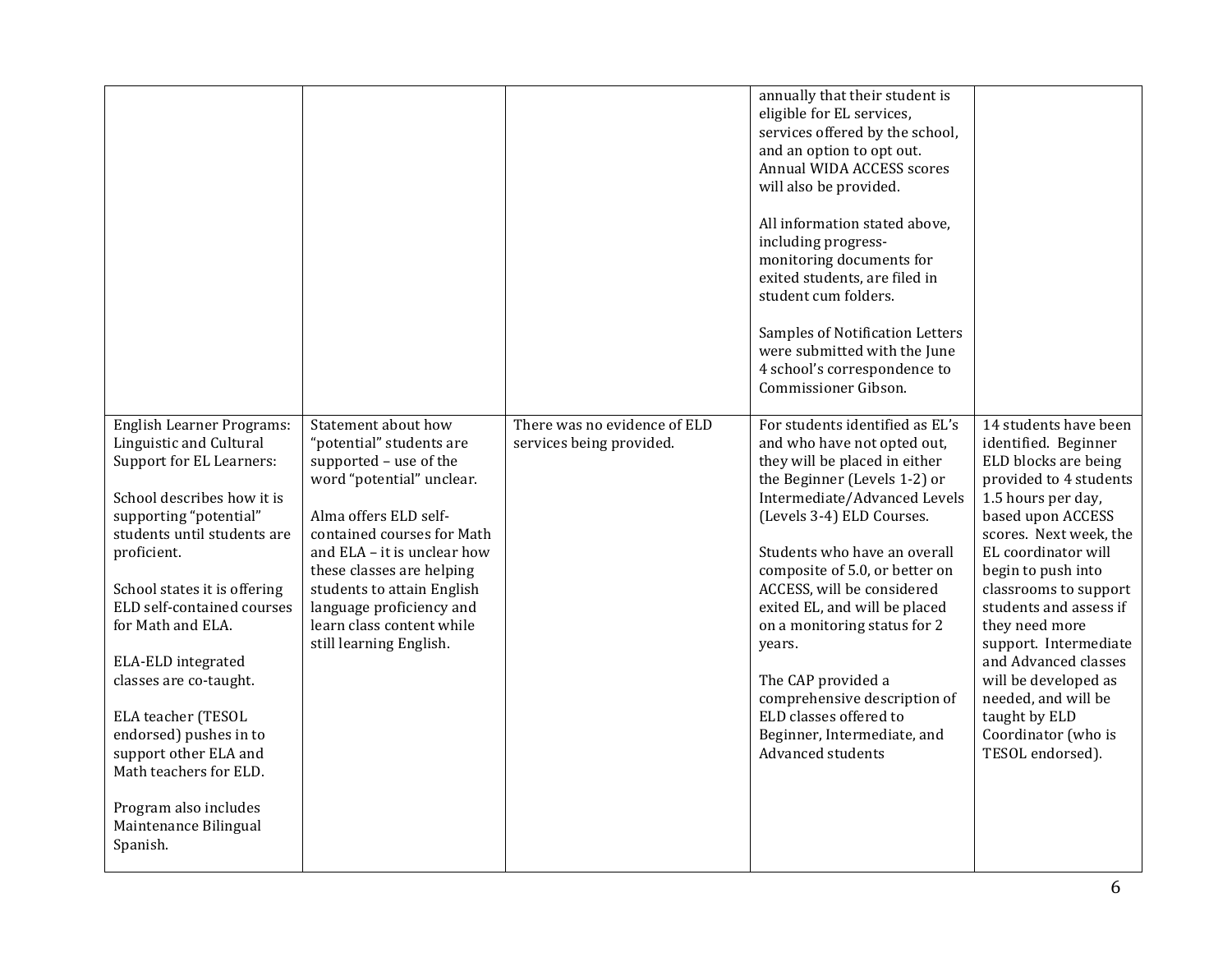| | | | | |
|---|---|---|---|---|
| | | | annually that their student is eligible for EL services, services offered by the school, and an option to opt out. Annual WIDA ACCESS scores will also be provided.<br><br>All information stated above, including progress-monitoring documents for exited students, are filed in student cum folders.<br><br>Samples of Notification Letters were submitted with the June 4 school's correspondence to Commissioner Gibson. | |
| English Learner Programs: Linguistic and Cultural Support for EL Learners:<br><br>School describes how it is supporting "potential" students until students are proficient.<br><br>School states it is offering ELD self-contained courses for Math and ELA.<br><br>ELA-ELD integrated classes are co-taught.<br><br>ELA teacher (TESOL endorsed) pushes in to support other ELA and Math teachers for ELD.<br><br>Program also includes Maintenance Bilingual Spanish. | Statement about how "potential" students are supported – use of the word "potential" unclear.<br><br>Alma offers ELD self-contained courses for Math and ELA – it is unclear how these classes are helping students to attain English language proficiency and learn class content while still learning English. | There was no evidence of ELD services being provided. | For students identified as EL's and who have not opted out, they will be placed in either the Beginner (Levels 1-2) or Intermediate/Advanced Levels (Levels 3-4) ELD Courses.<br><br>Students who have an overall composite of 5.0, or better on ACCESS, will be considered exited EL, and will be placed on a monitoring status for 2 years.<br><br>The CAP provided a comprehensive description of ELD classes offered to Beginner, Intermediate, and Advanced students | 14 students have been identified. Beginner ELD blocks are being provided to 4 students 1.5 hours per day, based upon ACCESS scores. Next week, the EL coordinator will begin to push into classrooms to support students and assess if they need more support. Intermediate and Advanced classes will be developed as needed, and will be taught by ELD Coordinator (who is TESOL endorsed). |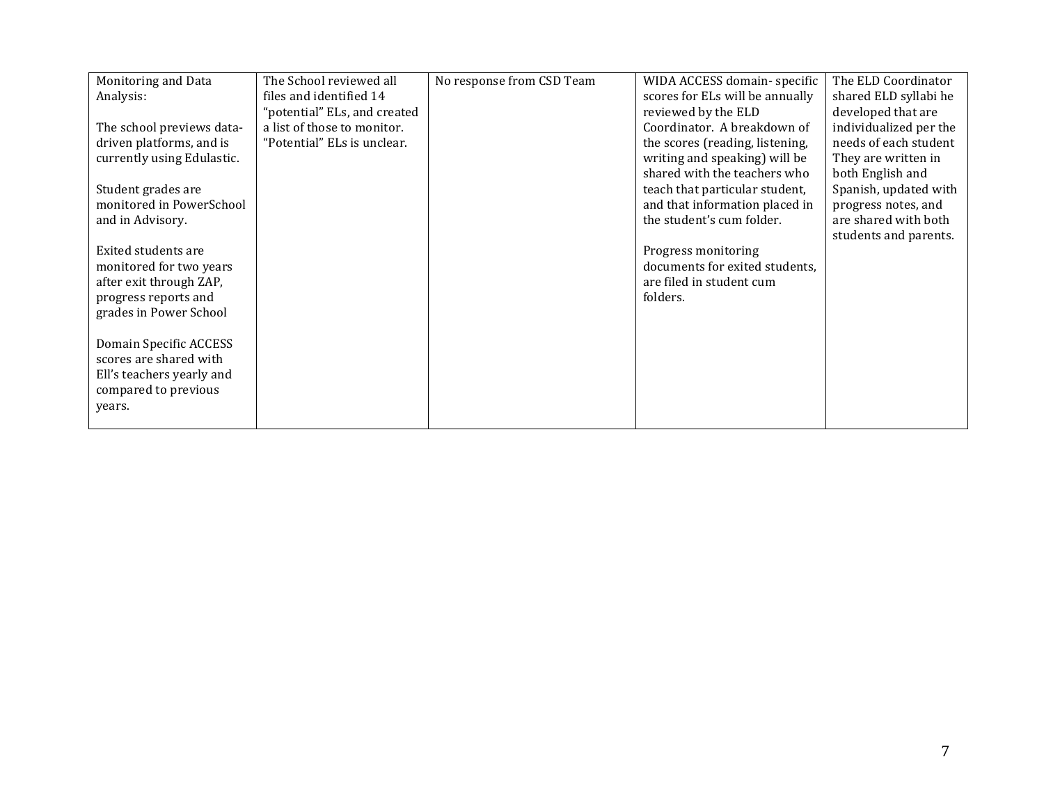| Monitoring and Data Analysis:<br><br>The school previews data-driven platforms, and is currently using Edulastic.<br><br>Student grades are monitored in PowerSchool and in Advisory.<br><br>Exited students are monitored for two years after exit through ZAP, progress reports and grades in Power School<br><br>Domain Specific ACCESS scores are shared with Ell's teachers yearly and compared to previous years. | The School reviewed all files and identified 14 "potential" ELs, and created a list of those to monitor. "Potential" ELs is unclear. | No response from CSD Team | WIDA ACCESS domain- specific scores for ELs will be annually reviewed by the ELD Coordinator. A breakdown of the scores (reading, listening, writing and speaking) will be shared with the teachers who teach that particular student, and that information placed in the student's cum folder.<br><br>Progress monitoring documents for exited students, are filed in student cum folders. | The ELD Coordinator shared ELD syllabi he developed that are individualized per the needs of each student They are written in both English and Spanish, updated with progress notes, and are shared with both students and parents. |
|---|---|---|---|---|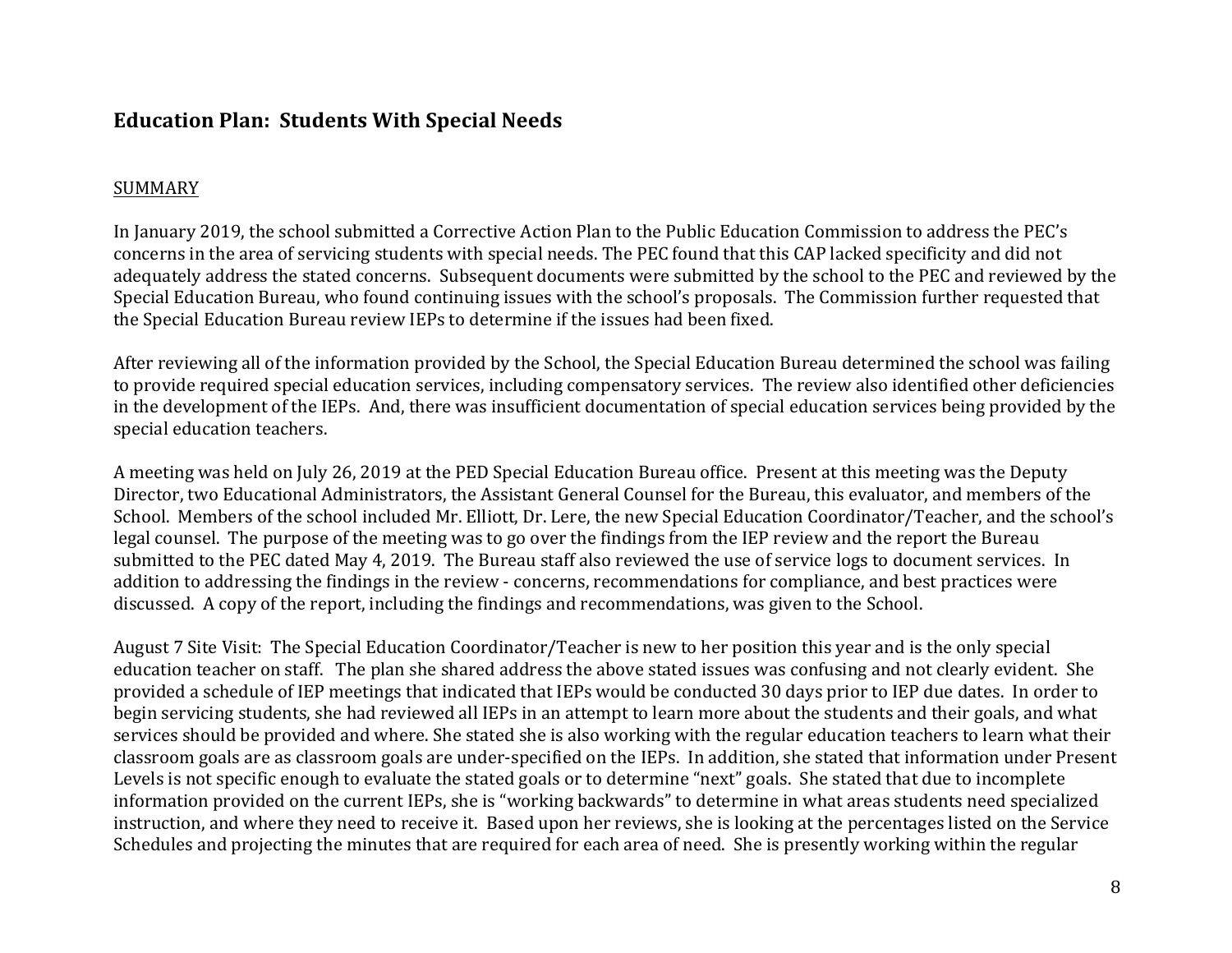## Education Plan: Students With Special Needs

SUMMARY

In January 2019, the school submitted a Corrective Action Plan to the Public Education Commission to address the PEC's concerns in the area of servicing students with special needs. The PEC found that this CAP lacked specificity and did not adequately address the stated concerns. Subsequent documents were submitted by the school to the PEC and reviewed by the Special Education Bureau, who found continuing issues with the school's proposals. The Commission further requested that the Special Education Bureau review IEPs to determine if the issues had been fixed.

After reviewing all of the information provided by the School, the Special Education Bureau determined the school was failing to provide required special education services, including compensatory services. The review also identified other deficiencies in the development of the IEPs. And, there was insufficient documentation of special education services being provided by the special education teachers.

A meeting was held on July 26, 2019 at the PED Special Education Bureau office. Present at this meeting was the Deputy Director, two Educational Administrators, the Assistant General Counsel for the Bureau, this evaluator, and members of the School. Members of the school included Mr. Elliott, Dr. Lere, the new Special Education Coordinator/Teacher, and the school's legal counsel. The purpose of the meeting was to go over the findings from the IEP review and the report the Bureau submitted to the PEC dated May 4, 2019. The Bureau staff also reviewed the use of service logs to document services. In addition to addressing the findings in the review - concerns, recommendations for compliance, and best practices were discussed. A copy of the report, including the findings and recommendations, was given to the School.

August 7 Site Visit: The Special Education Coordinator/Teacher is new to her position this year and is the only special education teacher on staff. The plan she shared address the above stated issues was confusing and not clearly evident. She provided a schedule of IEP meetings that indicated that IEPs would be conducted 30 days prior to IEP due dates. In order to begin servicing students, she had reviewed all IEPs in an attempt to learn more about the students and their goals, and what services should be provided and where. She stated she is also working with the regular education teachers to learn what their classroom goals are as classroom goals are under-specified on the IEPs. In addition, she stated that information under Present Levels is not specific enough to evaluate the stated goals or to determine "next" goals. She stated that due to incomplete information provided on the current IEPs, she is "working backwards" to determine in what areas students need specialized instruction, and where they need to receive it. Based upon her reviews, she is looking at the percentages listed on the Service Schedules and projecting the minutes that are required for each area of need. She is presently working within the regular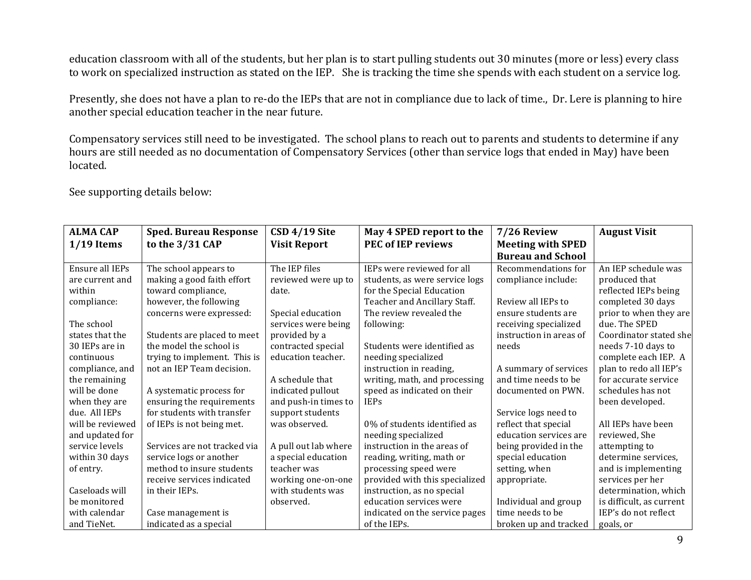education classroom with all of the students, but her plan is to start pulling students out 30 minutes (more or less) every class to work on specialized instruction as stated on the IEP. She is tracking the time she spends with each student on a service log.

Presently, she does not have a plan to re-do the IEPs that are not in compliance due to lack of time., Dr. Lere is planning to hire another special education teacher in the near future.

Compensatory services still need to be investigated. The school plans to reach out to parents and students to determine if any hours are still needed as no documentation of Compensatory Services (other than service logs that ended in May) have been located.

See supporting details below:

| ALMA CAP 1/19 Items | Sped. Bureau Response to the 3/31 CAP | CSD 4/19 Site Visit Report | May 4 SPED report to the PEC of IEP reviews | 7/26 Review Meeting with SPED Bureau and School | August Visit |
|---|---|---|---|---|---|
| Ensure all IEPs are current and within compliance:<br><br>The school states that the 30 IEPs are in continuous compliance, and the remaining will be done when they are due. All IEPs will be reviewed and updated for service levels within 30 days of entry.<br><br>Caseloads will be monitored with calendar and TieNet. | The school appears to making a good faith effort toward compliance, however, the following concerns were expressed:<br><br>Students are placed to meet the model the school is trying to implement. This is not an IEP Team decision.<br><br>A systematic process for ensuring the requirements for students with transfer of IEPs is not being met.<br><br>Services are not tracked via service logs or another method to insure students receive services indicated in their IEPs.<br><br>Case management is indicated as a special | The IEP files reviewed were up to date.<br><br>Special education services were being provided by a contracted special education teacher.<br><br>A schedule that indicated pullout and push-in times to support students was observed.<br><br>A pull out lab where a special education teacher was working one-on-one with students was observed. | IEPs were reviewed for all students, as were service logs for the Special Education Teacher and Ancillary Staff. The review revealed the following:<br><br>Students were identified as needing specialized instruction in reading, writing, math, and processing speed as indicated on their IEPs<br><br>0% of students identified as needing specialized instruction in the areas of reading, writing, math or processing speed were provided with this specialized instruction, as no special education services were indicated on the service pages of the IEPs. | Recommendations for compliance include:<br><br>Review all IEPs to ensure students are receiving specialized instruction in areas of needs<br><br>A summary of services and time needs to be documented on PWN.<br><br>Service logs need to reflect that special education services are being provided in the special education setting, when appropriate.<br><br>Individual and group time needs to be broken up and tracked | An IEP schedule was produced that reflected IEPs being completed 30 days prior to when they are due. The SPED Coordinator stated she needs 7-10 days to complete each IEP. A plan to redo all IEP's for accurate service schedules has not been developed.<br><br>All IEPs have been reviewed, She attempting to determine services, and is implementing services per her determination, which is difficult, as current IEP's do not reflect goals, or |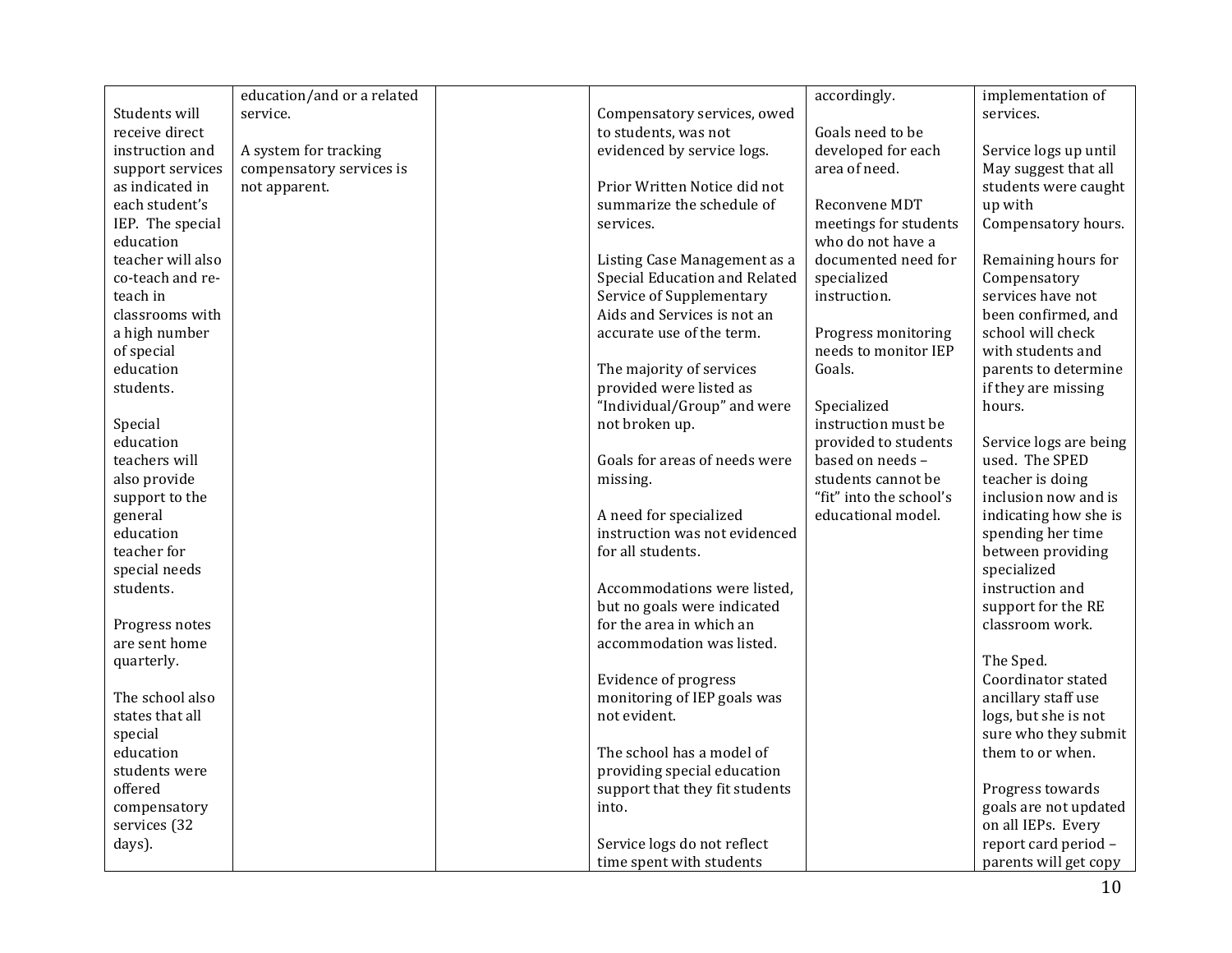| | | | | | |
|---|---|---|---|---|---|
| Students will receive direct instruction and support services as indicated in each student's IEP. The special education teacher will also co-teach and re-teach in classrooms with a high number of special education students.<br><br>Special education teachers will also provide support to the general education teacher for special needs students.<br><br>Progress notes are sent home quarterly.<br><br>The school also states that all special education students were offered compensatory services (32 days). | education/and or a related service.<br><br>A system for tracking compensatory services is not apparent. | | Compensatory services, owed to students, was not evidenced by service logs.<br><br>Prior Written Notice did not summarize the schedule of services.<br><br>Listing Case Management as a Special Education and Related Service of Supplementary Aids and Services is not an accurate use of the term.<br><br>The majority of services provided were listed as "Individual/Group" and were not broken up.<br><br>Goals for areas of needs were missing.<br><br>A need for specialized instruction was not evidenced for all students.<br><br>Accommodations were listed, but no goals were indicated for the area in which an accommodation was listed.<br><br>Evidence of progress monitoring of IEP goals was not evident.<br><br>The school has a model of providing special education support that they fit students into.<br><br>Service logs do not reflect time spent with students | accordingly.<br><br>Goals need to be developed for each area of need.<br><br>Reconvene MDT meetings for students who do not have a documented need for specialized instruction.<br><br>Progress monitoring needs to monitor IEP Goals.<br><br>Specialized instruction must be provided to students based on needs – students cannot be "fit" into the school's educational model. | implementation of services.<br><br>Service logs up until May suggest that all students were caught up with Compensatory hours.<br><br>Remaining hours for Compensatory services have not been confirmed, and school will check with students and parents to determine if they are missing hours.<br><br>Service logs are being used. The SPED teacher is doing inclusion now and is indicating how she is spending her time between providing specialized instruction and support for the RE classroom work.<br><br>The Sped. Coordinator stated ancillary staff use logs, but she is not sure who they submit them to or when.<br><br>Progress towards goals are not updated on all IEPs. Every report card period – parents will get copy |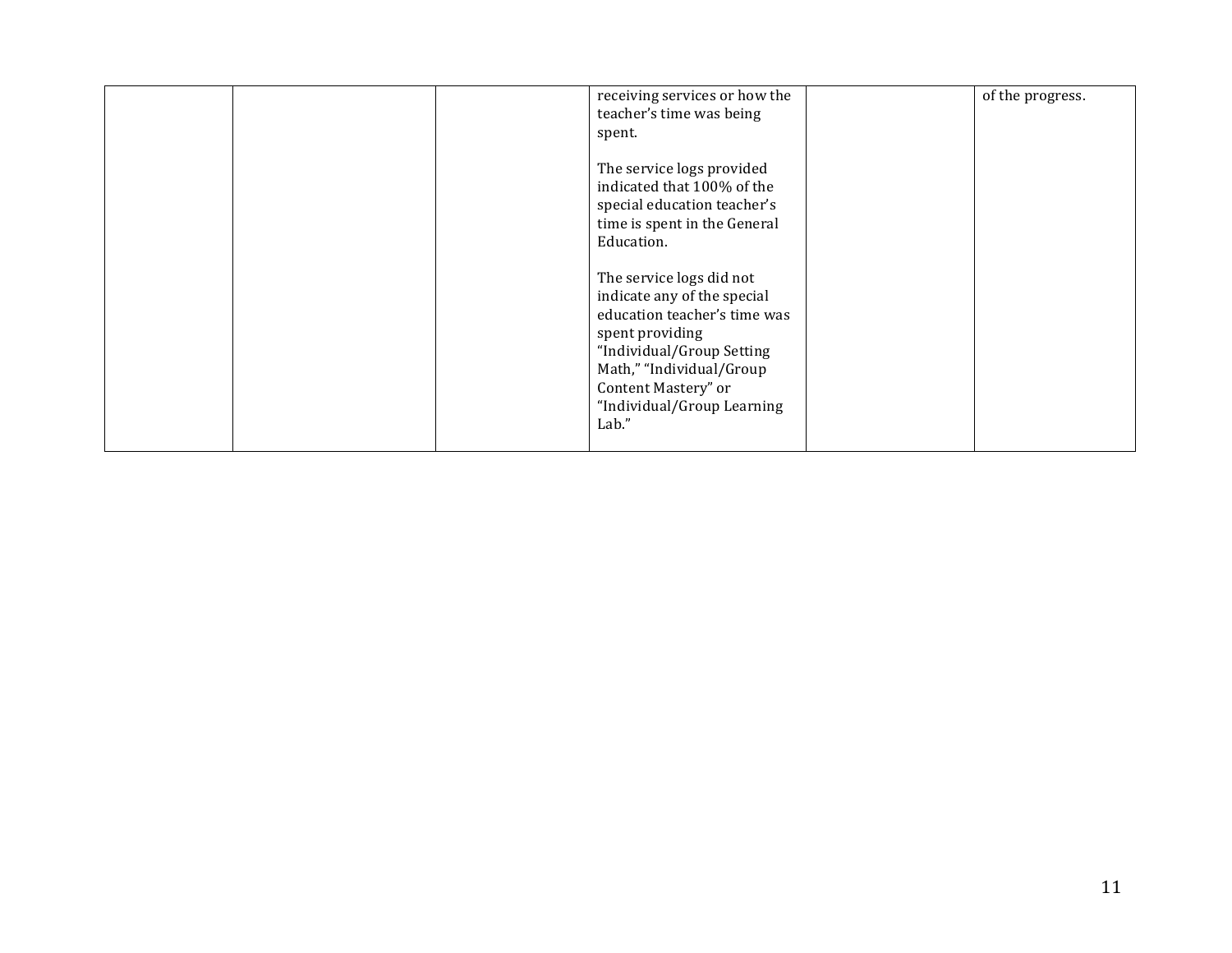| | | | | | |
|---|---|---|---|---|---|
| | | | receiving services or how the teacher's time was being spent.<br><br>The service logs provided indicated that 100% of the special education teacher's time is spent in the General Education.<br><br>The service logs did not indicate any of the special education teacher's time was spent providing "Individual/Group Setting Math," "Individual/Group Content Mastery" or "Individual/Group Learning Lab." | | of the progress. |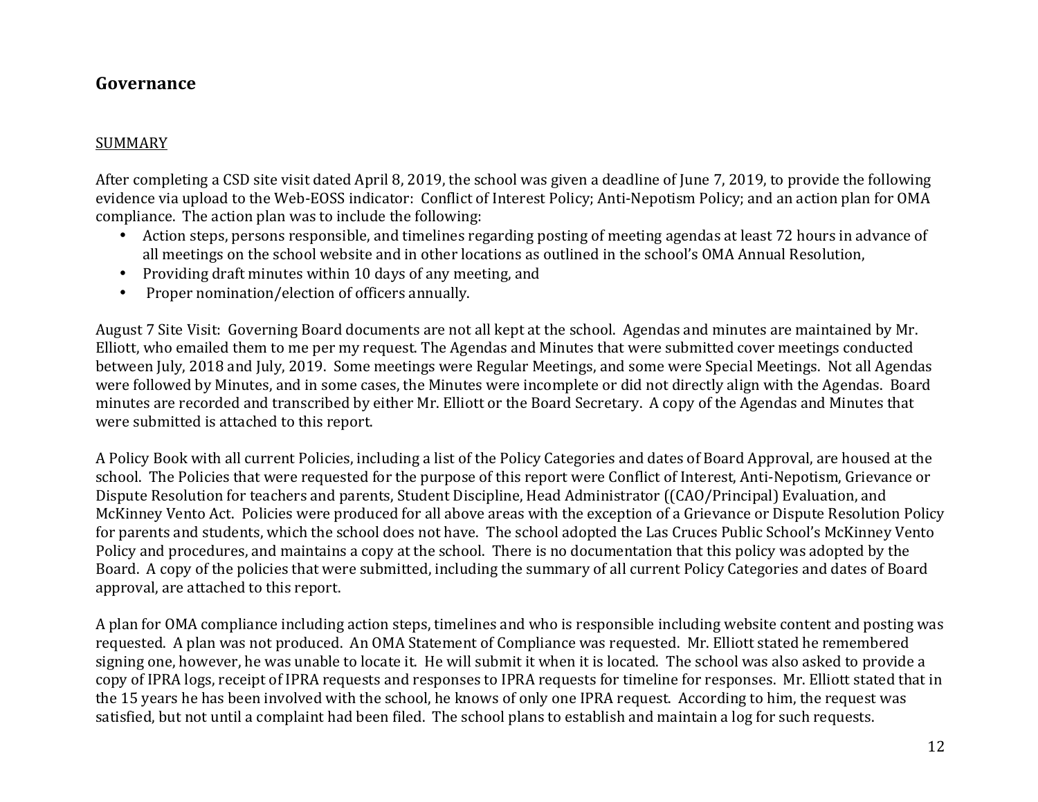## Governance

<u>SUMMARY</u>

After completing a CSD site visit dated April 8, 2019, the school was given a deadline of June 7, 2019, to provide the following evidence via upload to the Web-EOSS indicator: Conflict of Interest Policy; Anti-Nepotism Policy; and an action plan for OMA compliance. The action plan was to include the following:

- Action steps, persons responsible, and timelines regarding posting of meeting agendas at least 72 hours in advance of all meetings on the school website and in other locations as outlined in the school's OMA Annual Resolution,
- Providing draft minutes within 10 days of any meeting, and
- Proper nomination/election of officers annually.

August 7 Site Visit: Governing Board documents are not all kept at the school. Agendas and minutes are maintained by Mr. Elliott, who emailed them to me per my request. The Agendas and Minutes that were submitted cover meetings conducted between July, 2018 and July, 2019. Some meetings were Regular Meetings, and some were Special Meetings. Not all Agendas were followed by Minutes, and in some cases, the Minutes were incomplete or did not directly align with the Agendas. Board minutes are recorded and transcribed by either Mr. Elliott or the Board Secretary. A copy of the Agendas and Minutes that were submitted is attached to this report.

A Policy Book with all current Policies, including a list of the Policy Categories and dates of Board Approval, are housed at the school. The Policies that were requested for the purpose of this report were Conflict of Interest, Anti-Nepotism, Grievance or Dispute Resolution for teachers and parents, Student Discipline, Head Administrator ((CAO/Principal) Evaluation, and McKinney Vento Act. Policies were produced for all above areas with the exception of a Grievance or Dispute Resolution Policy for parents and students, which the school does not have. The school adopted the Las Cruces Public School's McKinney Vento Policy and procedures, and maintains a copy at the school. There is no documentation that this policy was adopted by the Board. A copy of the policies that were submitted, including the summary of all current Policy Categories and dates of Board approval, are attached to this report.

A plan for OMA compliance including action steps, timelines and who is responsible including website content and posting was requested. A plan was not produced. An OMA Statement of Compliance was requested. Mr. Elliott stated he remembered signing one, however, he was unable to locate it. He will submit it when it is located. The school was also asked to provide a copy of IPRA logs, receipt of IPRA requests and responses to IPRA requests for timeline for responses. Mr. Elliott stated that in the 15 years he has been involved with the school, he knows of only one IPRA request. According to him, the request was satisfied, but not until a complaint had been filed. The school plans to establish and maintain a log for such requests.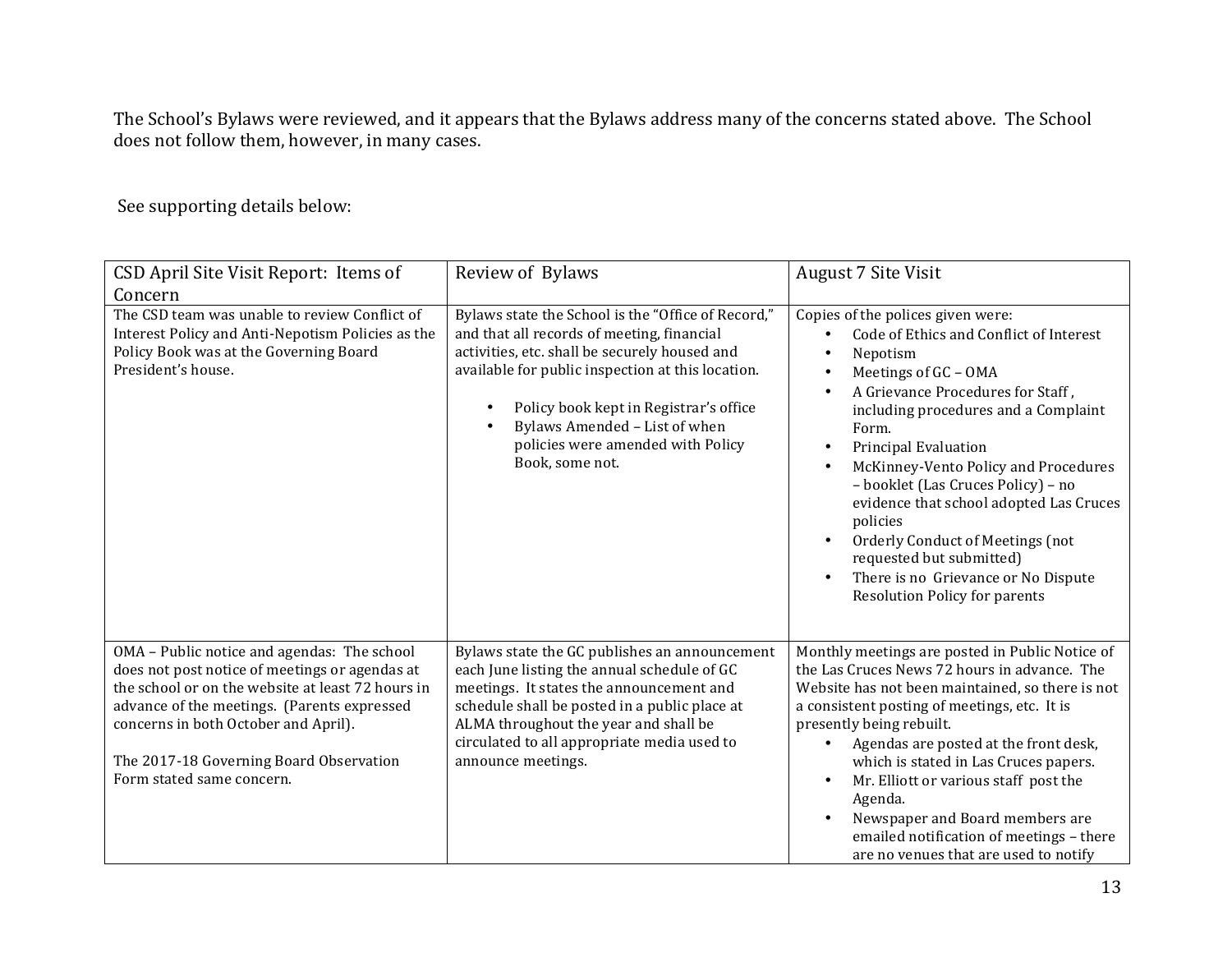The School's Bylaws were reviewed, and it appears that the Bylaws address many of the concerns stated above. The School does not follow them, however, in many cases.

See supporting details below:

| CSD April Site Visit Report: Items of Concern | Review of Bylaws | August 7 Site Visit |
|---|---|---|
| The CSD team was unable to review Conflict of Interest Policy and Anti-Nepotism Policies as the Policy Book was at the Governing Board President's house. | Bylaws state the School is the "Office of Record," and that all records of meeting, financial activities, etc. shall be securely housed and available for public inspection at this location.<br><br>• Policy book kept in Registrar's office<br>• Bylaws Amended – List of when policies were amended with Policy Book, some not. | Copies of the polices given were:<br>• Code of Ethics and Conflict of Interest<br>• Nepotism<br>• Meetings of GC – OMA<br>• A Grievance Procedures for Staff , including procedures and a Complaint Form.<br>• Principal Evaluation<br>• McKinney-Vento Policy and Procedures – booklet (Las Cruces Policy) – no evidence that school adopted Las Cruces policies<br>• Orderly Conduct of Meetings (not requested but submitted)<br>• There is no Grievance or No Dispute Resolution Policy for parents |
| OMA – Public notice and agendas: The school does not post notice of meetings or agendas at the school or on the website at least 72 hours in advance of the meetings. (Parents expressed concerns in both October and April).<br><br>The 2017-18 Governing Board Observation Form stated same concern. | Bylaws state the GC publishes an announcement each June listing the annual schedule of GC meetings. It states the announcement and schedule shall be posted in a public place at ALMA throughout the year and shall be circulated to all appropriate media used to announce meetings. | Monthly meetings are posted in Public Notice of the Las Cruces News 72 hours in advance. The Website has not been maintained, so there is not a consistent posting of meetings, etc. It is presently being rebuilt.<br>• Agendas are posted at the front desk, which is stated in Las Cruces papers.<br>• Mr. Elliott or various staff post the Agenda.<br>• Newspaper and Board members are emailed notification of meetings – there are no venues that are used to notify |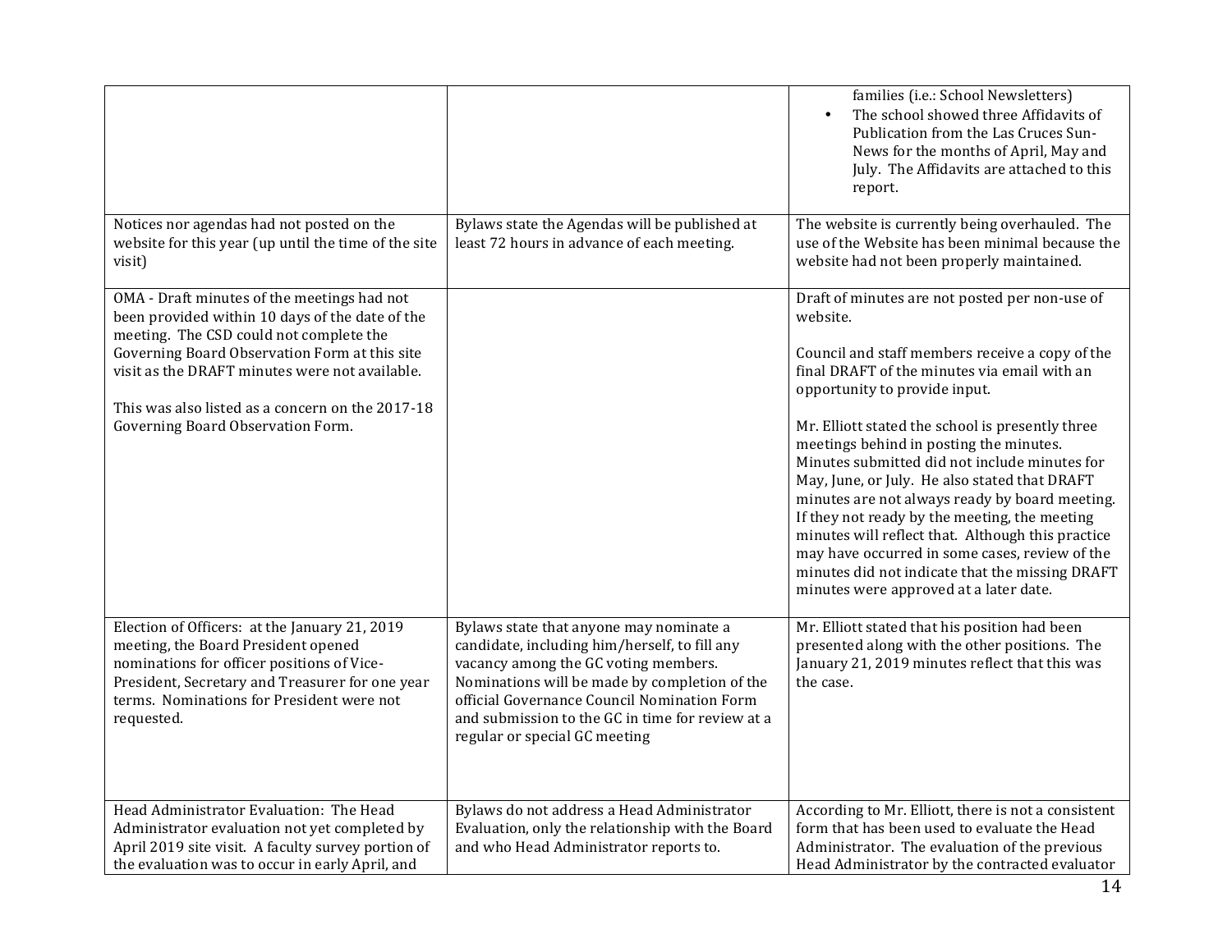| | | |
|---|---|---|
| | | families (i.e.: School Newsletters)<br>• The school showed three Affidavits of Publication from the Las Cruces Sun-News for the months of April, May and July. The Affidavits are attached to this report. |
| Notices nor agendas had not posted on the website for this year (up until the time of the site visit) | Bylaws state the Agendas will be published at least 72 hours in advance of each meeting. | The website is currently being overhauled. The use of the Website has been minimal because the website had not been properly maintained. |
| OMA - Draft minutes of the meetings had not been provided within 10 days of the date of the meeting. The CSD could not complete the Governing Board Observation Form at this site visit as the DRAFT minutes were not available.<br><br>This was also listed as a concern on the 2017-18 Governing Board Observation Form. | | Draft of minutes are not posted per non-use of website.<br><br>Council and staff members receive a copy of the final DRAFT of the minutes via email with an opportunity to provide input.<br><br>Mr. Elliott stated the school is presently three meetings behind in posting the minutes. Minutes submitted did not include minutes for May, June, or July. He also stated that DRAFT minutes are not always ready by board meeting. If they not ready by the meeting, the meeting minutes will reflect that. Although this practice may have occurred in some cases, review of the minutes did not indicate that the missing DRAFT minutes were approved at a later date. |
| Election of Officers: at the January 21, 2019 meeting, the Board President opened nominations for officer positions of Vice-President, Secretary and Treasurer for one year terms. Nominations for President were not requested. | Bylaws state that anyone may nominate a candidate, including him/herself, to fill any vacancy among the GC voting members. Nominations will be made by completion of the official Governance Council Nomination Form and submission to the GC in time for review at a regular or special GC meeting | Mr. Elliott stated that his position had been presented along with the other positions. The January 21, 2019 minutes reflect that this was the case. |
| Head Administrator Evaluation: The Head Administrator evaluation not yet completed by April 2019 site visit. A faculty survey portion of the evaluation was to occur in early April, and | Bylaws do not address a Head Administrator Evaluation, only the relationship with the Board and who Head Administrator reports to. | According to Mr. Elliott, there is not a consistent form that has been used to evaluate the Head Administrator. The evaluation of the previous Head Administrator by the contracted evaluator |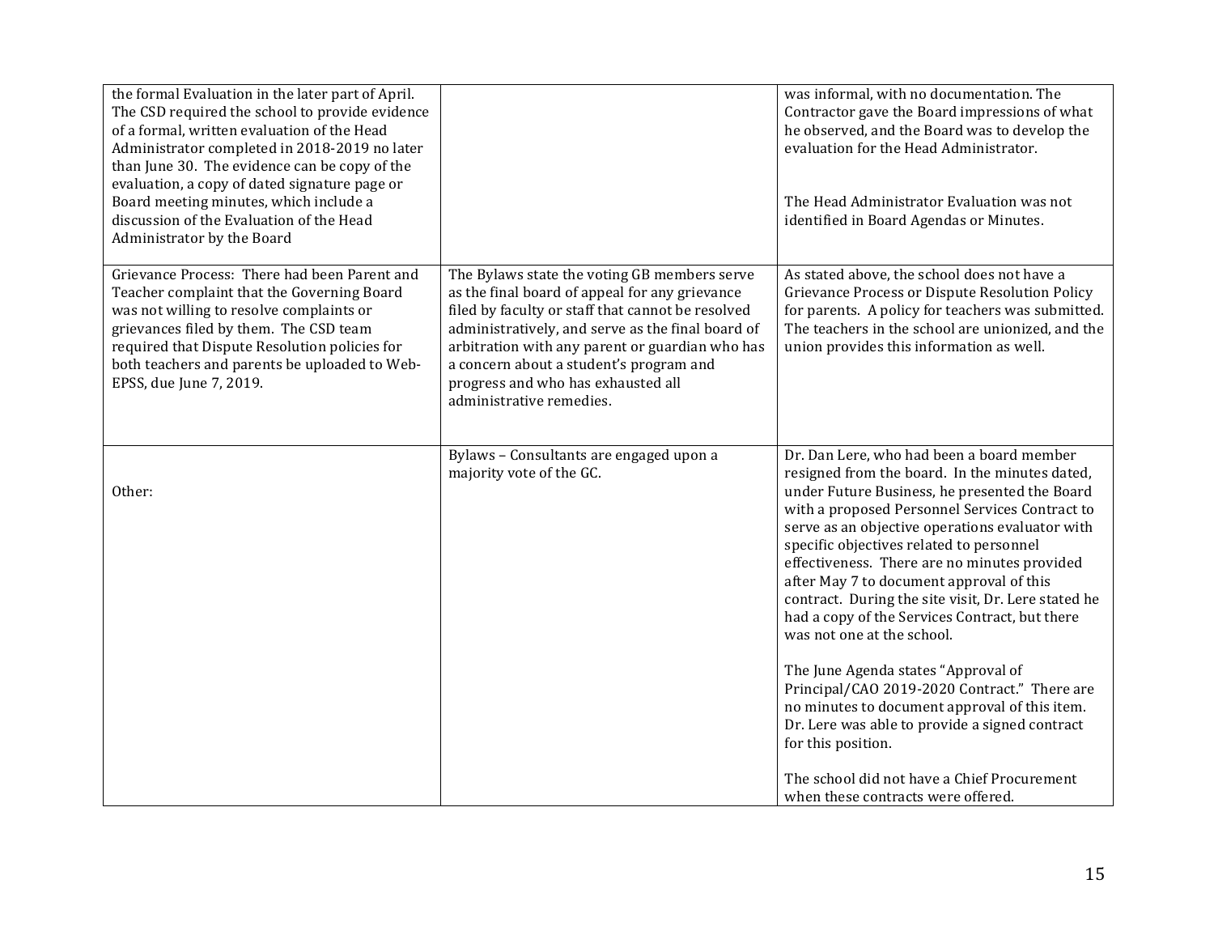| | | |
|---|---|---|
| the formal Evaluation in the later part of April. The CSD required the school to provide evidence of a formal, written evaluation of the Head Administrator completed in 2018-2019 no later than June 30. The evidence can be copy of the evaluation, a copy of dated signature page or Board meeting minutes, which include a discussion of the Evaluation of the Head Administrator by the Board | | was informal, with no documentation. The Contractor gave the Board impressions of what he observed, and the Board was to develop the evaluation for the Head Administrator.<br><br>The Head Administrator Evaluation was not identified in Board Agendas or Minutes. |
| Grievance Process: There had been Parent and Teacher complaint that the Governing Board was not willing to resolve complaints or grievances filed by them. The CSD team required that Dispute Resolution policies for both teachers and parents be uploaded to Web-EPSS, due June 7, 2019. | The Bylaws state the voting GB members serve as the final board of appeal for any grievance filed by faculty or staff that cannot be resolved administratively, and serve as the final board of arbitration with any parent or guardian who has a concern about a student's program and progress and who has exhausted all administrative remedies. | As stated above, the school does not have a Grievance Process or Dispute Resolution Policy for parents. A policy for teachers was submitted. The teachers in the school are unionized, and the union provides this information as well. |
| Other: | Bylaws – Consultants are engaged upon a majority vote of the GC. | Dr. Dan Lere, who had been a board member resigned from the board. In the minutes dated, under Future Business, he presented the Board with a proposed Personnel Services Contract to serve as an objective operations evaluator with specific objectives related to personnel effectiveness. There are no minutes provided after May 7 to document approval of this contract. During the site visit, Dr. Lere stated he had a copy of the Services Contract, but there was not one at the school.<br><br>The June Agenda states "Approval of Principal/CAO 2019-2020 Contract." There are no minutes to document approval of this item. Dr. Lere was able to provide a signed contract for this position.<br><br>The school did not have a Chief Procurement when these contracts were offered. |